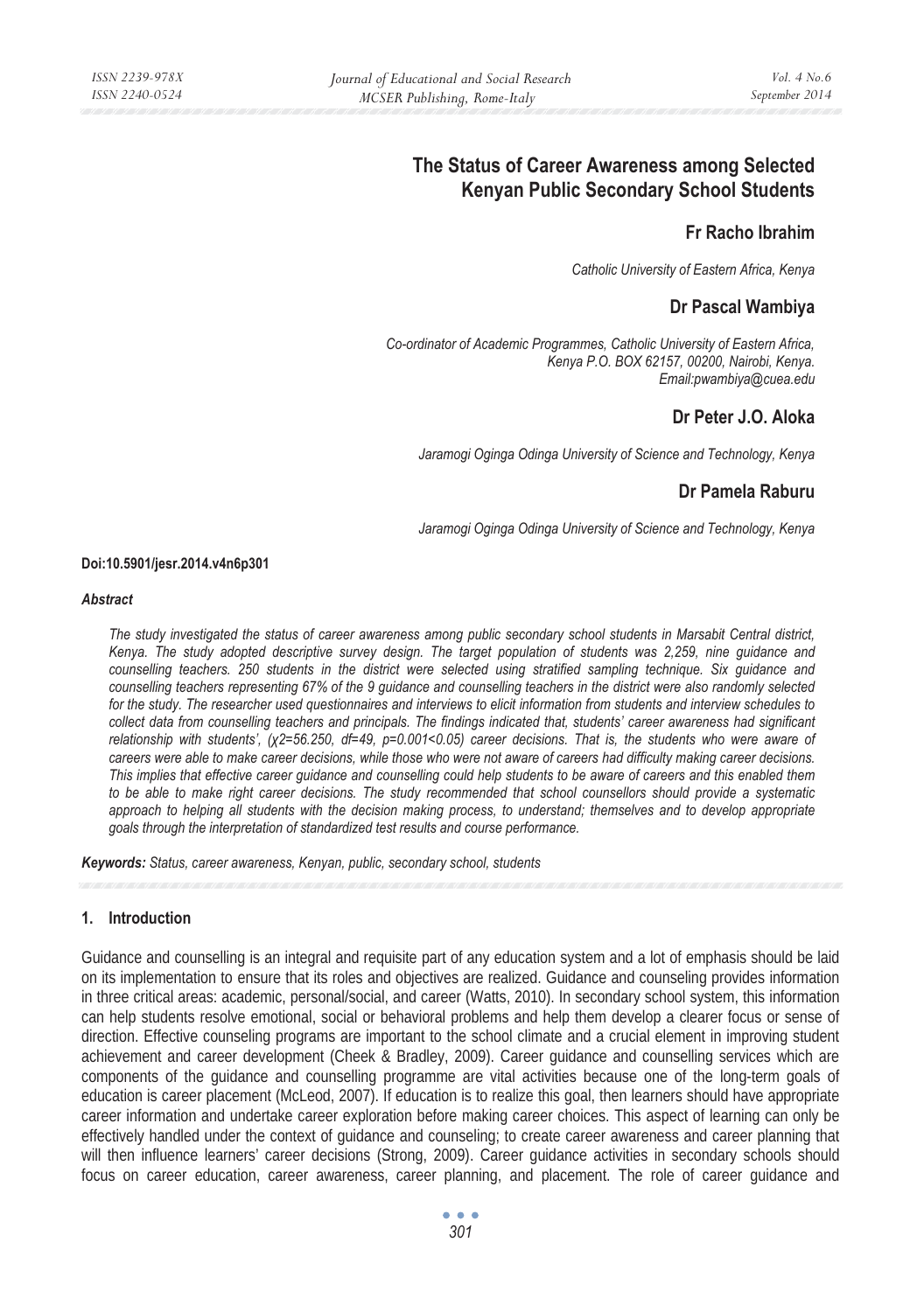# The Status of Career Awareness among Selected Kenyan Public Secondary School Students

**Fr Racho Ibrahim**

*Catholic University of Eastern Africa, Kenya*

**Dr Pascal Wambiya**

*Co-ordinator of Academic Programmes, Catholic University of Eastern Africa, Kenya P.O. BOX 62157, 00200, Nairobi, Kenya.*
*Email:pwambiya@cuea.edu*

**Dr Peter J.O. Aloka**

*Jaramogi Oginga Odinga University of Science and Technology, Kenya*

**Dr Pamela Raburu**

*Jaramogi Oginga Odinga University of Science and Technology, Kenya*

**Doi:10.5901/jesr.2014.v4n6p301**

***Abstract***

*The study investigated the status of career awareness among public secondary school students in Marsabit Central district, Kenya. The study adopted descriptive survey design. The target population of students was 2,259, nine guidance and counselling teachers. 250 students in the district were selected using stratified sampling technique. Six guidance and counselling teachers representing 67% of the 9 guidance and counselling teachers in the district were also randomly selected for the study. The researcher used questionnaires and interviews to elicit information from students and interview schedules to collect data from counselling teachers and principals. The findings indicated that, students' career awareness had significant relationship with students', ($\chi^2$=56.250, df=49, p=0.001<0.05) career decisions. That is, the students who were aware of careers were able to make career decisions, while those who were not aware of careers had difficulty making career decisions. This implies that effective career guidance and counselling could help students to be aware of careers and this enabled them to be able to make right career decisions. The study recommended that school counsellors should provide a systematic approach to helping all students with the decision making process, to understand; themselves and to develop appropriate goals through the interpretation of standardized test results and course performance.*

***Keywords:*** *Status, career awareness, Kenyan, public, secondary school, students*

## 1. Introduction

Guidance and counselling is an integral and requisite part of any education system and a lot of emphasis should be laid on its implementation to ensure that its roles and objectives are realized. Guidance and counseling provides information in three critical areas: academic, personal/social, and career (Watts, 2010). In secondary school system, this information can help students resolve emotional, social or behavioral problems and help them develop a clearer focus or sense of direction. Effective counseling programs are important to the school climate and a crucial element in improving student achievement and career development (Cheek & Bradley, 2009). Career guidance and counselling services which are components of the guidance and counselling programme are vital activities because one of the long-term goals of education is career placement (McLeod, 2007). If education is to realize this goal, then learners should have appropriate career information and undertake career exploration before making career choices. This aspect of learning can only be effectively handled under the context of guidance and counseling; to create career awareness and career planning that will then influence learners' career decisions (Strong, 2009). Career guidance activities in secondary schools should focus on career education, career awareness, career planning, and placement. The role of career guidance and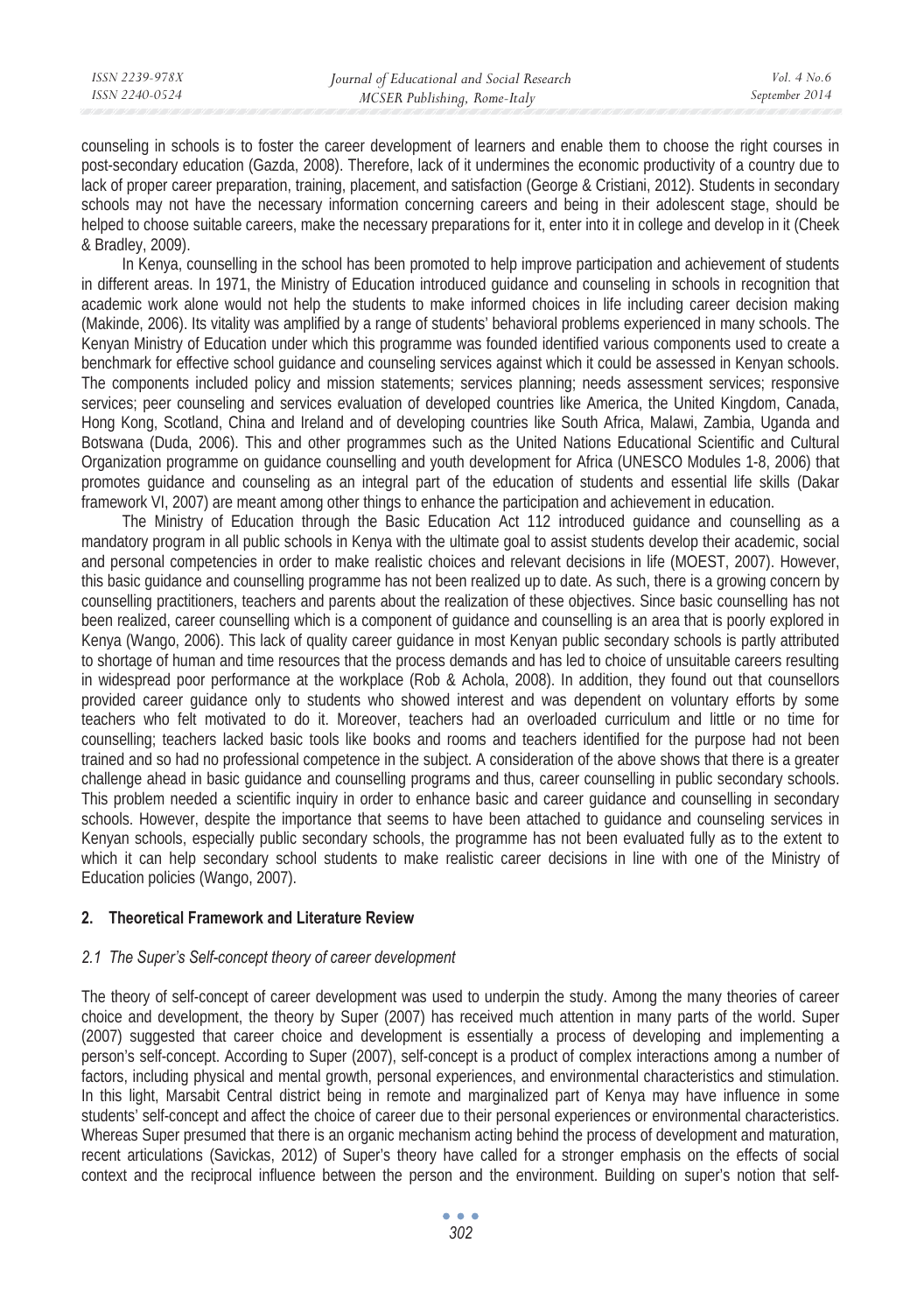counseling in schools is to foster the career development of learners and enable them to choose the right courses in post-secondary education (Gazda, 2008). Therefore, lack of it undermines the economic productivity of a country due to lack of proper career preparation, training, placement, and satisfaction (George & Cristiani, 2012). Students in secondary schools may not have the necessary information concerning careers and being in their adolescent stage, should be helped to choose suitable careers, make the necessary preparations for it, enter into it in college and develop in it (Cheek & Bradley, 2009).

In Kenya, counselling in the school has been promoted to help improve participation and achievement of students in different areas. In 1971, the Ministry of Education introduced guidance and counseling in schools in recognition that academic work alone would not help the students to make informed choices in life including career decision making (Makinde, 2006). Its vitality was amplified by a range of students' behavioral problems experienced in many schools. The Kenyan Ministry of Education under which this programme was founded identified various components used to create a benchmark for effective school guidance and counseling services against which it could be assessed in Kenyan schools. The components included policy and mission statements; services planning; needs assessment services; responsive services; peer counseling and services evaluation of developed countries like America, the United Kingdom, Canada, Hong Kong, Scotland, China and Ireland and of developing countries like South Africa, Malawi, Zambia, Uganda and Botswana (Duda, 2006). This and other programmes such as the United Nations Educational Scientific and Cultural Organization programme on guidance counselling and youth development for Africa (UNESCO Modules 1-8, 2006) that promotes guidance and counseling as an integral part of the education of students and essential life skills (Dakar framework VI, 2007) are meant among other things to enhance the participation and achievement in education.

The Ministry of Education through the Basic Education Act 112 introduced guidance and counselling as a mandatory program in all public schools in Kenya with the ultimate goal to assist students develop their academic, social and personal competencies in order to make realistic choices and relevant decisions in life (MOEST, 2007). However, this basic guidance and counselling programme has not been realized up to date. As such, there is a growing concern by counselling practitioners, teachers and parents about the realization of these objectives. Since basic counselling has not been realized, career counselling which is a component of guidance and counselling is an area that is poorly explored in Kenya (Wango, 2006). This lack of quality career guidance in most Kenyan public secondary schools is partly attributed to shortage of human and time resources that the process demands and has led to choice of unsuitable careers resulting in widespread poor performance at the workplace (Rob & Achola, 2008). In addition, they found out that counsellors provided career guidance only to students who showed interest and was dependent on voluntary efforts by some teachers who felt motivated to do it. Moreover, teachers had an overloaded curriculum and little or no time for counselling; teachers lacked basic tools like books and rooms and teachers identified for the purpose had not been trained and so had no professional competence in the subject. A consideration of the above shows that there is a greater challenge ahead in basic guidance and counselling programs and thus, career counselling in public secondary schools. This problem needed a scientific inquiry in order to enhance basic and career guidance and counselling in secondary schools. However, despite the importance that seems to have been attached to guidance and counseling services in Kenyan schools, especially public secondary schools, the programme has not been evaluated fully as to the extent to which it can help secondary school students to make realistic career decisions in line with one of the Ministry of Education policies (Wango, 2007).

## 2. Theoretical Framework and Literature Review

### *2.1 The Super's Self-concept theory of career development*

The theory of self-concept of career development was used to underpin the study. Among the many theories of career choice and development, the theory by Super (2007) has received much attention in many parts of the world. Super (2007) suggested that career choice and development is essentially a process of developing and implementing a person's self-concept. According to Super (2007), self-concept is a product of complex interactions among a number of factors, including physical and mental growth, personal experiences, and environmental characteristics and stimulation. In this light, Marsabit Central district being in remote and marginalized part of Kenya may have influence in some students' self-concept and affect the choice of career due to their personal experiences or environmental characteristics. Whereas Super presumed that there is an organic mechanism acting behind the process of development and maturation, recent articulations (Savickas, 2012) of Super's theory have called for a stronger emphasis on the effects of social context and the reciprocal influence between the person and the environment. Building on super's notion that self-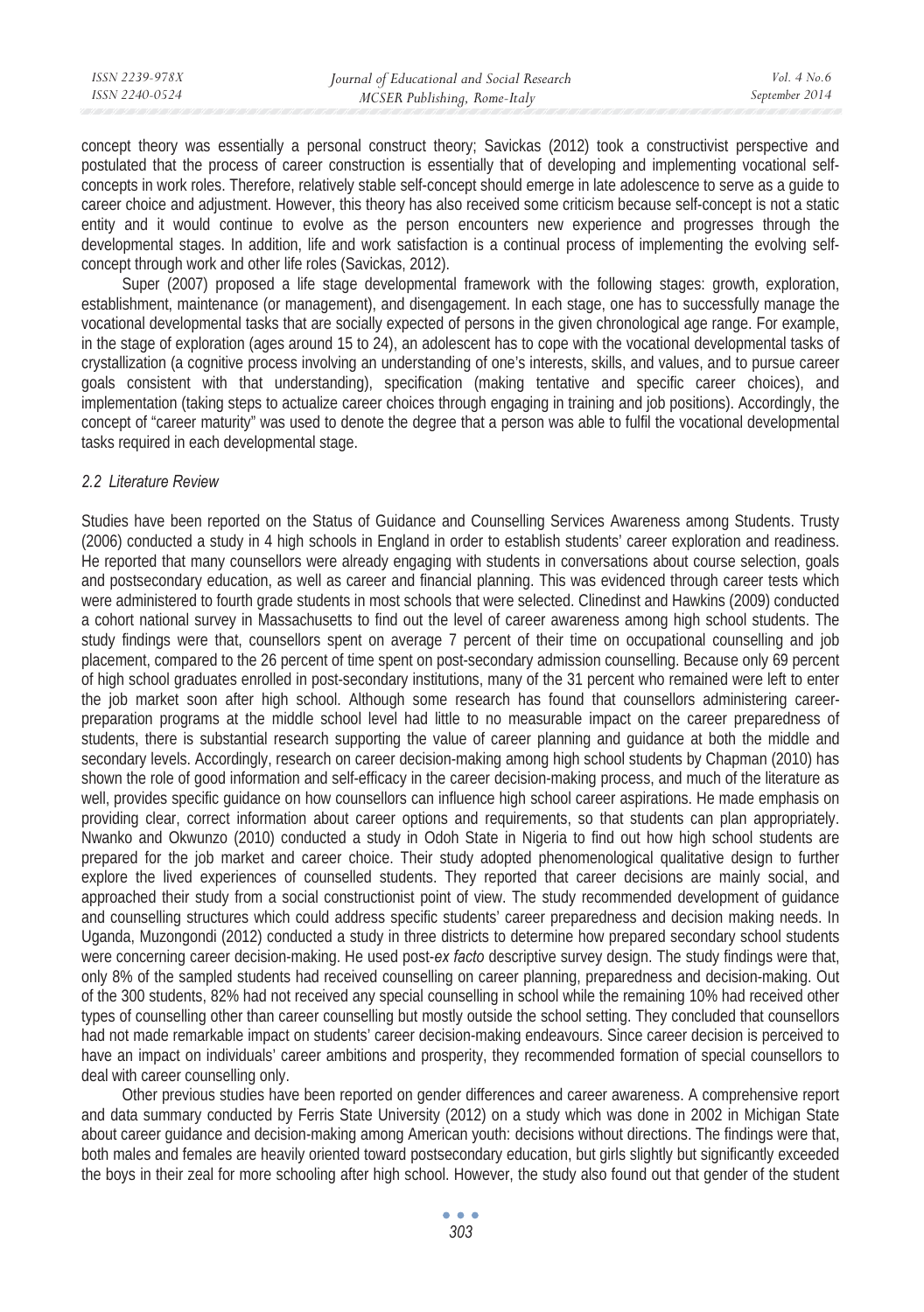concept theory was essentially a personal construct theory; Savickas (2012) took a constructivist perspective and postulated that the process of career construction is essentially that of developing and implementing vocational self-concepts in work roles. Therefore, relatively stable self-concept should emerge in late adolescence to serve as a guide to career choice and adjustment. However, this theory has also received some criticism because self-concept is not a static entity and it would continue to evolve as the person encounters new experience and progresses through the developmental stages. In addition, life and work satisfaction is a continual process of implementing the evolving self-concept through work and other life roles (Savickas, 2012).

Super (2007) proposed a life stage developmental framework with the following stages: growth, exploration, establishment, maintenance (or management), and disengagement. In each stage, one has to successfully manage the vocational developmental tasks that are socially expected of persons in the given chronological age range. For example, in the stage of exploration (ages around 15 to 24), an adolescent has to cope with the vocational developmental tasks of crystallization (a cognitive process involving an understanding of one's interests, skills, and values, and to pursue career goals consistent with that understanding), specification (making tentative and specific career choices), and implementation (taking steps to actualize career choices through engaging in training and job positions). Accordingly, the concept of "career maturity" was used to denote the degree that a person was able to fulfil the vocational developmental tasks required in each developmental stage.

### 2.2 Literature Review

Studies have been reported on the Status of Guidance and Counselling Services Awareness among Students. Trusty (2006) conducted a study in 4 high schools in England in order to establish students' career exploration and readiness. He reported that many counsellors were already engaging with students in conversations about course selection, goals and postsecondary education, as well as career and financial planning. This was evidenced through career tests which were administered to fourth grade students in most schools that were selected. Clinedinst and Hawkins (2009) conducted a cohort national survey in Massachusetts to find out the level of career awareness among high school students. The study findings were that, counsellors spent on average 7 percent of their time on occupational counselling and job placement, compared to the 26 percent of time spent on post-secondary admission counselling. Because only 69 percent of high school graduates enrolled in post-secondary institutions, many of the 31 percent who remained were left to enter the job market soon after high school. Although some research has found that counsellors administering career-preparation programs at the middle school level had little to no measurable impact on the career preparedness of students, there is substantial research supporting the value of career planning and guidance at both the middle and secondary levels. Accordingly, research on career decision-making among high school students by Chapman (2010) has shown the role of good information and self-efficacy in the career decision-making process, and much of the literature as well, provides specific guidance on how counsellors can influence high school career aspirations. He made emphasis on providing clear, correct information about career options and requirements, so that students can plan appropriately. Nwanko and Okwunzo (2010) conducted a study in Odoh State in Nigeria to find out how high school students are prepared for the job market and career choice. Their study adopted phenomenological qualitative design to further explore the lived experiences of counselled students. They reported that career decisions are mainly social, and approached their study from a social constructionist point of view. The study recommended development of guidance and counselling structures which could address specific students' career preparedness and decision making needs. In Uganda, Muzongondi (2012) conducted a study in three districts to determine how prepared secondary school students were concerning career decision-making. He used post-*ex facto* descriptive survey design. The study findings were that, only 8% of the sampled students had received counselling on career planning, preparedness and decision-making. Out of the 300 students, 82% had not received any special counselling in school while the remaining 10% had received other types of counselling other than career counselling but mostly outside the school setting. They concluded that counsellors had not made remarkable impact on students' career decision-making endeavours. Since career decision is perceived to have an impact on individuals' career ambitions and prosperity, they recommended formation of special counsellors to deal with career counselling only.

Other previous studies have been reported on gender differences and career awareness. A comprehensive report and data summary conducted by Ferris State University (2012) on a study which was done in 2002 in Michigan State about career guidance and decision-making among American youth: decisions without directions. The findings were that, both males and females are heavily oriented toward postsecondary education, but girls slightly but significantly exceeded the boys in their zeal for more schooling after high school. However, the study also found out that gender of the student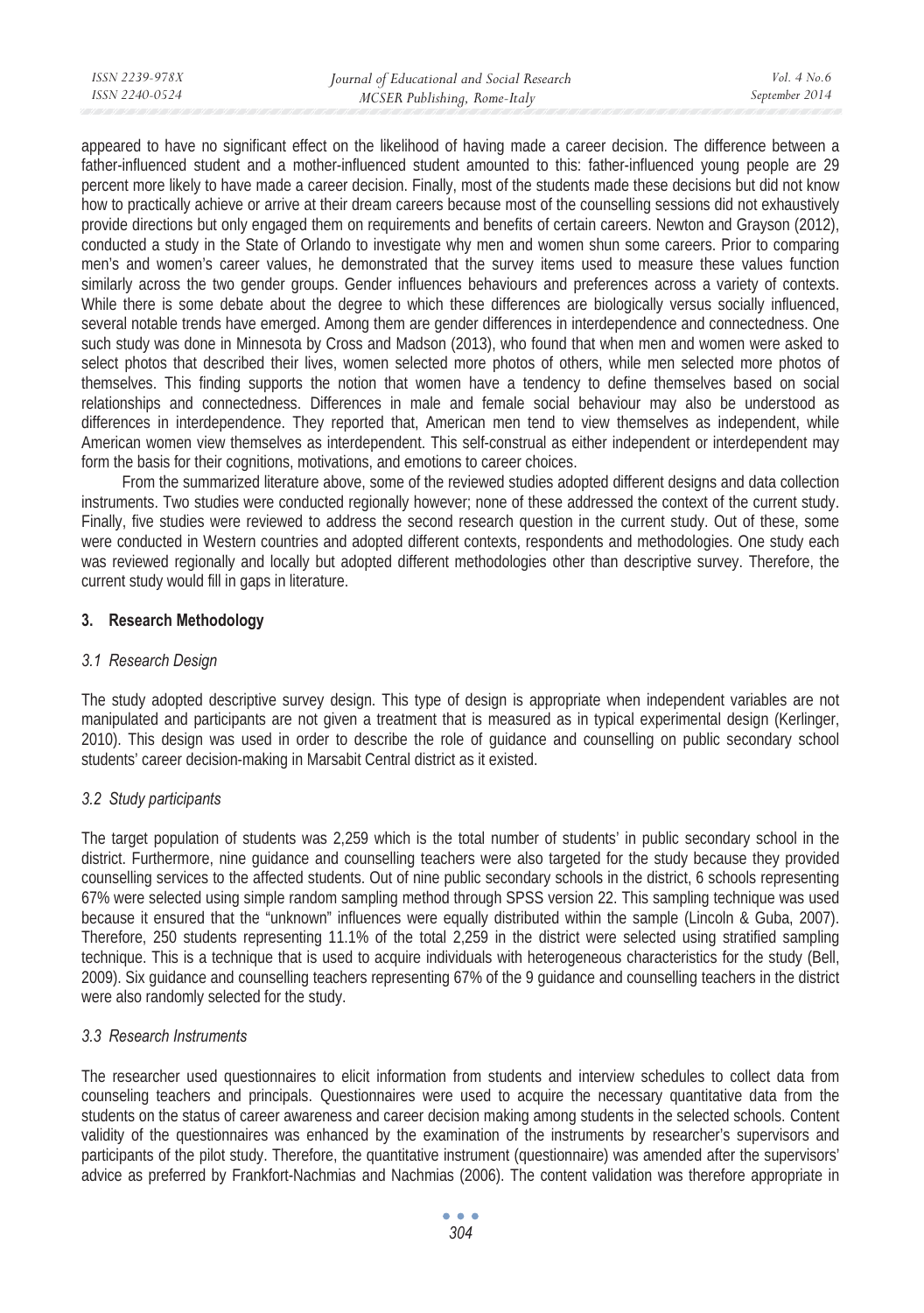appeared to have no significant effect on the likelihood of having made a career decision. The difference between a father-influenced student and a mother-influenced student amounted to this: father-influenced young people are 29 percent more likely to have made a career decision. Finally, most of the students made these decisions but did not know how to practically achieve or arrive at their dream careers because most of the counselling sessions did not exhaustively provide directions but only engaged them on requirements and benefits of certain careers. Newton and Grayson (2012), conducted a study in the State of Orlando to investigate why men and women shun some careers. Prior to comparing men's and women's career values, he demonstrated that the survey items used to measure these values function similarly across the two gender groups. Gender influences behaviours and preferences across a variety of contexts. While there is some debate about the degree to which these differences are biologically versus socially influenced, several notable trends have emerged. Among them are gender differences in interdependence and connectedness. One such study was done in Minnesota by Cross and Madson (2013), who found that when men and women were asked to select photos that described their lives, women selected more photos of others, while men selected more photos of themselves. This finding supports the notion that women have a tendency to define themselves based on social relationships and connectedness. Differences in male and female social behaviour may also be understood as differences in interdependence. They reported that, American men tend to view themselves as independent, while American women view themselves as interdependent. This self-construal as either independent or interdependent may form the basis for their cognitions, motivations, and emotions to career choices.

From the summarized literature above, some of the reviewed studies adopted different designs and data collection instruments. Two studies were conducted regionally however; none of these addressed the context of the current study. Finally, five studies were reviewed to address the second research question in the current study. Out of these, some were conducted in Western countries and adopted different contexts, respondents and methodologies. One study each was reviewed regionally and locally but adopted different methodologies other than descriptive survey. Therefore, the current study would fill in gaps in literature.

## 3. Research Methodology

### *3.1 Research Design*

The study adopted descriptive survey design. This type of design is appropriate when independent variables are not manipulated and participants are not given a treatment that is measured as in typical experimental design (Kerlinger, 2010). This design was used in order to describe the role of guidance and counselling on public secondary school students' career decision-making in Marsabit Central district as it existed.

### *3.2 Study participants*

The target population of students was 2,259 which is the total number of students' in public secondary school in the district. Furthermore, nine guidance and counselling teachers were also targeted for the study because they provided counselling services to the affected students. Out of nine public secondary schools in the district, 6 schools representing 67% were selected using simple random sampling method through SPSS version 22. This sampling technique was used because it ensured that the "unknown" influences were equally distributed within the sample (Lincoln & Guba, 2007). Therefore, 250 students representing 11.1% of the total 2,259 in the district were selected using stratified sampling technique. This is a technique that is used to acquire individuals with heterogeneous characteristics for the study (Bell, 2009). Six guidance and counselling teachers representing 67% of the 9 guidance and counselling teachers in the district were also randomly selected for the study.

### *3.3 Research Instruments*

The researcher used questionnaires to elicit information from students and interview schedules to collect data from counseling teachers and principals. Questionnaires were used to acquire the necessary quantitative data from the students on the status of career awareness and career decision making among students in the selected schools. Content validity of the questionnaires was enhanced by the examination of the instruments by researcher's supervisors and participants of the pilot study. Therefore, the quantitative instrument (questionnaire) was amended after the supervisors' advice as preferred by Frankfort-Nachmias and Nachmias (2006). The content validation was therefore appropriate in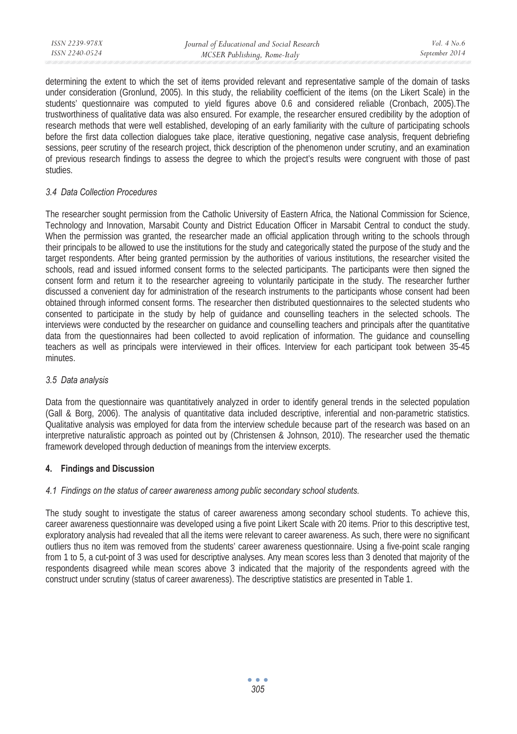determining the extent to which the set of items provided relevant and representative sample of the domain of tasks under consideration (Gronlund, 2005). In this study, the reliability coefficient of the items (on the Likert Scale) in the students' questionnaire was computed to yield figures above 0.6 and considered reliable (Cronbach, 2005).The trustworthiness of qualitative data was also ensured. For example, the researcher ensured credibility by the adoption of research methods that were well established, developing of an early familiarity with the culture of participating schools before the first data collection dialogues take place, iterative questioning, negative case analysis, frequent debriefing sessions, peer scrutiny of the research project, thick description of the phenomenon under scrutiny, and an examination of previous research findings to assess the degree to which the project's results were congruent with those of past studies.

### *3.4 Data Collection Procedures*

The researcher sought permission from the Catholic University of Eastern Africa, the National Commission for Science, Technology and Innovation, Marsabit County and District Education Officer in Marsabit Central to conduct the study. When the permission was granted, the researcher made an official application through writing to the schools through their principals to be allowed to use the institutions for the study and categorically stated the purpose of the study and the target respondents. After being granted permission by the authorities of various institutions, the researcher visited the schools, read and issued informed consent forms to the selected participants. The participants were then signed the consent form and return it to the researcher agreeing to voluntarily participate in the study. The researcher further discussed a convenient day for administration of the research instruments to the participants whose consent had been obtained through informed consent forms. The researcher then distributed questionnaires to the selected students who consented to participate in the study by help of guidance and counselling teachers in the selected schools. The interviews were conducted by the researcher on guidance and counselling teachers and principals after the quantitative data from the questionnaires had been collected to avoid replication of information. The guidance and counselling teachers as well as principals were interviewed in their offices. Interview for each participant took between 35-45 minutes.

### *3.5 Data analysis*

Data from the questionnaire was quantitatively analyzed in order to identify general trends in the selected population (Gall & Borg, 2006). The analysis of quantitative data included descriptive, inferential and non-parametric statistics. Qualitative analysis was employed for data from the interview schedule because part of the research was based on an interpretive naturalistic approach as pointed out by (Christensen & Johnson, 2010). The researcher used the thematic framework developed through deduction of meanings from the interview excerpts.

## 4. Findings and Discussion

### *4.1 Findings on the status of career awareness among public secondary school students.*

The study sought to investigate the status of career awareness among secondary school students. To achieve this, career awareness questionnaire was developed using a five point Likert Scale with 20 items. Prior to this descriptive test, exploratory analysis had revealed that all the items were relevant to career awareness. As such, there were no significant outliers thus no item was removed from the students' career awareness questionnaire. Using a five-point scale ranging from 1 to 5, a cut-point of 3 was used for descriptive analyses. Any mean scores less than 3 denoted that majority of the respondents disagreed while mean scores above 3 indicated that the majority of the respondents agreed with the construct under scrutiny (status of career awareness). The descriptive statistics are presented in Table 1.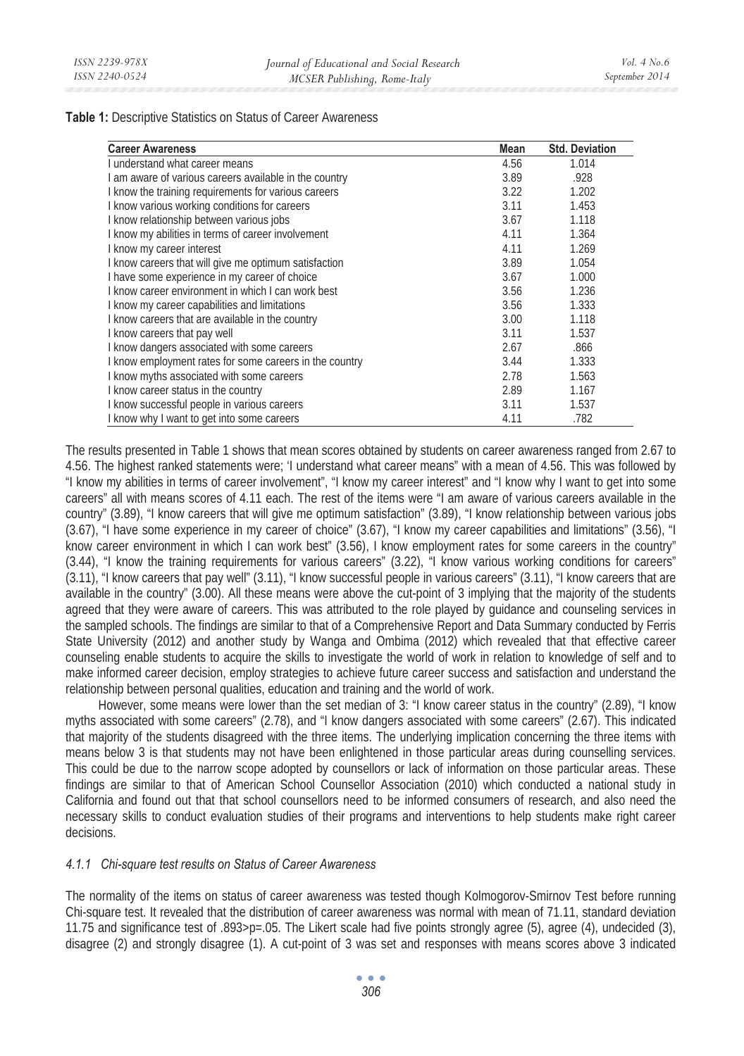**Table 1:** Descriptive Statistics on Status of Career Awareness

| Career Awareness | Mean | Std. Deviation |
|---|---|---|
| I understand what career means | 4.56 | 1.014 |
| I am aware of various careers available in the country | 3.89 | .928 |
| I know the training requirements for various careers | 3.22 | 1.202 |
| I know various working conditions for careers | 3.11 | 1.453 |
| I know relationship between various jobs | 3.67 | 1.118 |
| I know my abilities in terms of career involvement | 4.11 | 1.364 |
| I know my career interest | 4.11 | 1.269 |
| I know careers that will give me optimum satisfaction | 3.89 | 1.054 |
| I have some experience in my career of choice | 3.67 | 1.000 |
| I know career environment in which I can work best | 3.56 | 1.236 |
| I know my career capabilities and limitations | 3.56 | 1.333 |
| I know careers that are available in the country | 3.00 | 1.118 |
| I know careers that pay well | 3.11 | 1.537 |
| I know dangers associated with some careers | 2.67 | .866 |
| I know employment rates for some careers in the country | 3.44 | 1.333 |
| I know myths associated with some careers | 2.78 | 1.563 |
| I know career status in the country | 2.89 | 1.167 |
| I know successful people in various careers | 3.11 | 1.537 |
| I know why I want to get into some careers | 4.11 | .782 |

The results presented in Table 1 shows that mean scores obtained by students on career awareness ranged from 2.67 to 4.56. The highest ranked statements were; 'I understand what career means" with a mean of 4.56. This was followed by "I know my abilities in terms of career involvement", "I know my career interest" and "I know why I want to get into some careers" all with means scores of 4.11 each. The rest of the items were "I am aware of various careers available in the country" (3.89), "I know careers that will give me optimum satisfaction" (3.89), "I know relationship between various jobs (3.67), "I have some experience in my career of choice" (3.67), "I know my career capabilities and limitations" (3.56), "I know career environment in which I can work best" (3.56), I know employment rates for some careers in the country" (3.44), "I know the training requirements for various careers" (3.22), "I know various working conditions for careers" (3.11), "I know careers that pay well" (3.11), "I know successful people in various careers" (3.11), "I know careers that are available in the country" (3.00). All these means were above the cut-point of 3 implying that the majority of the students agreed that they were aware of careers. This was attributed to the role played by guidance and counseling services in the sampled schools. The findings are similar to that of a Comprehensive Report and Data Summary conducted by Ferris State University (2012) and another study by Wanga and Ombima (2012) which revealed that that effective career counseling enable students to acquire the skills to investigate the world of work in relation to knowledge of self and to make informed career decision, employ strategies to achieve future career success and satisfaction and understand the relationship between personal qualities, education and training and the world of work.

However, some means were lower than the set median of 3: "I know career status in the country" (2.89), "I know myths associated with some careers" (2.78), and "I know dangers associated with some careers" (2.67). This indicated that majority of the students disagreed with the three items. The underlying implication concerning the three items with means below 3 is that students may not have been enlightened in those particular areas during counselling services. This could be due to the narrow scope adopted by counsellors or lack of information on those particular areas. These findings are similar to that of American School Counsellor Association (2010) which conducted a national study in California and found out that that school counsellors need to be informed consumers of research, and also need the necessary skills to conduct evaluation studies of their programs and interventions to help students make right career decisions.

#### *4.1.1 Chi-square test results on Status of Career Awareness*

The normality of the items on status of career awareness was tested though Kolmogorov-Smirnov Test before running Chi-square test. It revealed that the distribution of career awareness was normal with mean of 71.11, standard deviation 11.75 and significance test of .893>p=.05. The Likert scale had five points strongly agree (5), agree (4), undecided (3), disagree (2) and strongly disagree (1). A cut-point of 3 was set and responses with means scores above 3 indicated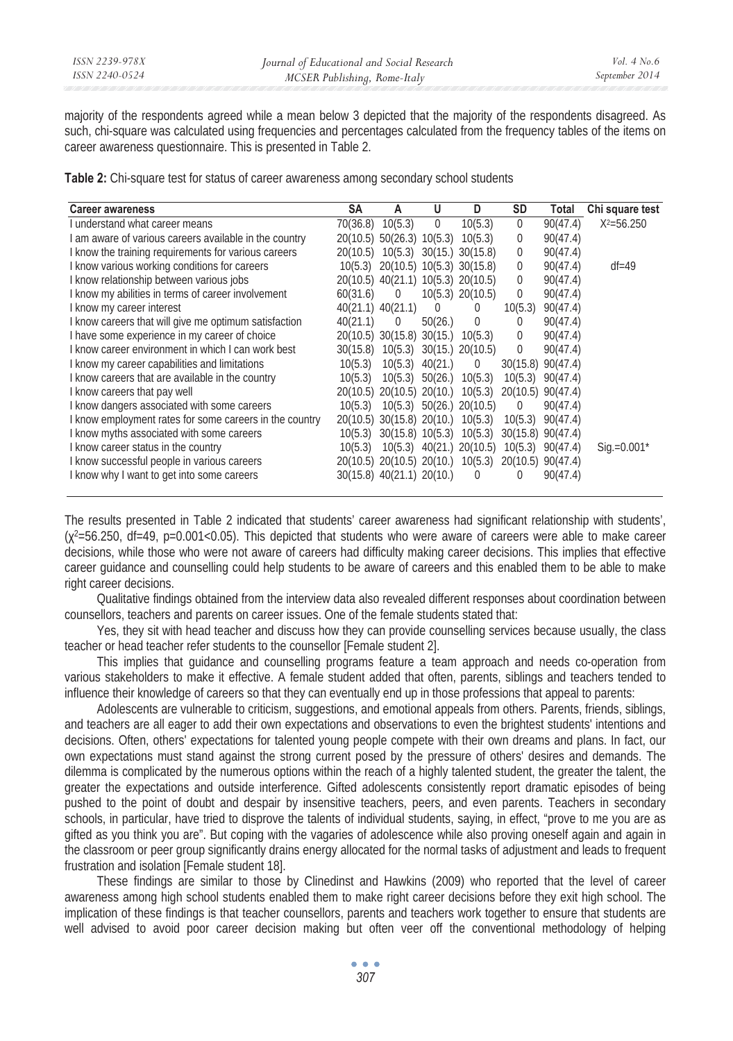majority of the respondents agreed while a mean below 3 depicted that the majority of the respondents disagreed. As such, chi-square was calculated using frequencies and percentages calculated from the frequency tables of the items on career awareness questionnaire. This is presented in Table 2.

**Table 2:** Chi-square test for status of career awareness among secondary school students

| Career awareness | SA | A | U | D | SD | Total | Chi square test |
|---|---|---|---|---|---|---|---|
| I understand what career means | 70(36.8) | 10(5.3) | 0 | 10(5.3) | 0 | 90(47.4) | $X^2$=56.250 |
| I am aware of various careers available in the country | 20(10.5) | 50(26.3) | 10(5.3) | 10(5.3) | 0 | 90(47.4) | |
| I know the training requirements for various careers | 20(10.5) | 10(5.3) | 30(15.) | 30(15.8) | 0 | 90(47.4) | |
| I know various working conditions for careers | 10(5.3) | 20(10.5) | 10(5.3) | 30(15.8) | 0 | 90(47.4) | df=49 |
| I know relationship between various jobs | 20(10.5) | 40(21.1) | 10(5.3) | 20(10.5) | 0 | 90(47.4) | |
| I know my abilities in terms of career involvement | 60(31.6) | 0 | 10(5.3) | 20(10.5) | 0 | 90(47.4) | |
| I know my career interest | 40(21.1) | 40(21.1) | 0 | 0 | 10(5.3) | 90(47.4) | |
| I know careers that will give me optimum satisfaction | 40(21.1) | 0 | 50(26.) | 0 | 0 | 90(47.4) | |
| I have some experience in my career of choice | 20(10.5) | 30(15.8) | 30(15.) | 10(5.3) | 0 | 90(47.4) | |
| I know career environment in which I can work best | 30(15.8) | 10(5.3) | 30(15.) | 20(10.5) | 0 | 90(47.4) | |
| I know my career capabilities and limitations | 10(5.3) | 10(5.3) | 40(21.) | 0 | 30(15.8) | 90(47.4) | |
| I know careers that are available in the country | 10(5.3) | 10(5.3) | 50(26.) | 10(5.3) | 10(5.3) | 90(47.4) | |
| I know careers that pay well | 20(10.5) | 20(10.5) | 20(10.) | 10(5.3) | 20(10.5) | 90(47.4) | |
| I know dangers associated with some careers | 10(5.3) | 10(5.3) | 50(26.) | 20(10.5) | 0 | 90(47.4) | |
| I know employment rates for some careers in the country | 20(10.5) | 30(15.8) | 20(10.) | 10(5.3) | 10(5.3) | 90(47.4) | |
| I know myths associated with some careers | 10(5.3) | 30(15.8) | 10(5.3) | 10(5.3) | 30(15.8) | 90(47.4) | |
| I know career status in the country | 10(5.3) | 10(5.3) | 40(21.) | 20(10.5) | 10(5.3) | 90(47.4) | Sig.=0.001* |
| I know successful people in various careers | 20(10.5) | 20(10.5) | 20(10.) | 10(5.3) | 20(10.5) | 90(47.4) | |
| I know why I want to get into some careers | 30(15.8) | 40(21.1) | 20(10.) | 0 | 0 | 90(47.4) | |

The results presented in Table 2 indicated that students' career awareness had significant relationship with students', ($\chi^2$=56.250, df=49, p=0.001<0.05). This depicted that students who were aware of careers were able to make career decisions, while those who were not aware of careers had difficulty making career decisions. This implies that effective career guidance and counselling could help students to be aware of careers and this enabled them to be able to make right career decisions.

Qualitative findings obtained from the interview data also revealed different responses about coordination between counsellors, teachers and parents on career issues. One of the female students stated that:

Yes, they sit with head teacher and discuss how they can provide counselling services because usually, the class teacher or head teacher refer students to the counsellor [Female student 2].

This implies that guidance and counselling programs feature a team approach and needs co-operation from various stakeholders to make it effective. A female student added that often, parents, siblings and teachers tended to influence their knowledge of careers so that they can eventually end up in those professions that appeal to parents:

Adolescents are vulnerable to criticism, suggestions, and emotional appeals from others. Parents, friends, siblings, and teachers are all eager to add their own expectations and observations to even the brightest students' intentions and decisions. Often, others' expectations for talented young people compete with their own dreams and plans. In fact, our own expectations must stand against the strong current posed by the pressure of others' desires and demands. The dilemma is complicated by the numerous options within the reach of a highly talented student, the greater the talent, the greater the expectations and outside interference. Gifted adolescents consistently report dramatic episodes of being pushed to the point of doubt and despair by insensitive teachers, peers, and even parents. Teachers in secondary schools, in particular, have tried to disprove the talents of individual students, saying, in effect, "prove to me you are as gifted as you think you are". But coping with the vagaries of adolescence while also proving oneself again and again in the classroom or peer group significantly drains energy allocated for the normal tasks of adjustment and leads to frequent frustration and isolation [Female student 18].

These findings are similar to those by Clinedinst and Hawkins (2009) who reported that the level of career awareness among high school students enabled them to make right career decisions before they exit high school. The implication of these findings is that teacher counsellors, parents and teachers work together to ensure that students are well advised to avoid poor career decision making but often veer off the conventional methodology of helping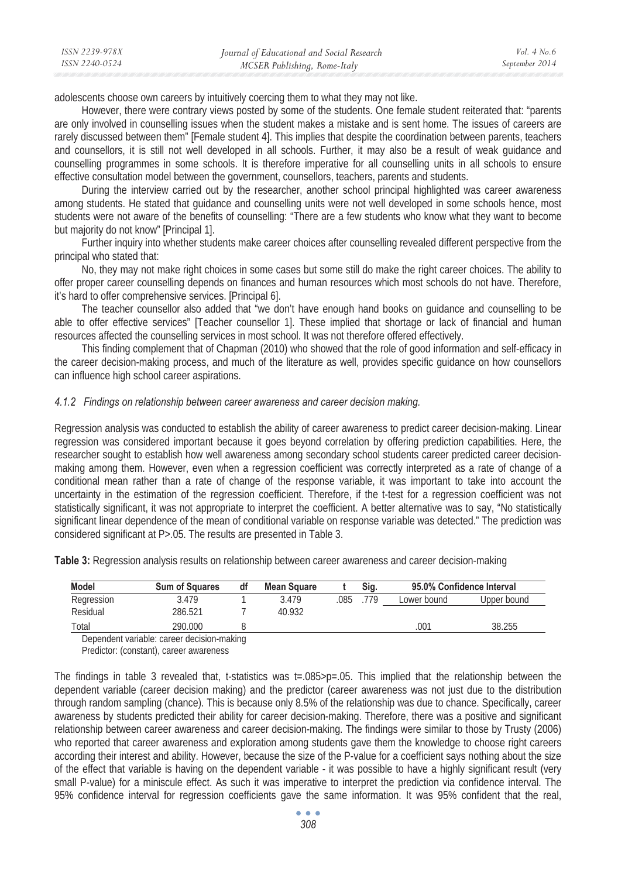adolescents choose own careers by intuitively coercing them to what they may not like.

However, there were contrary views posted by some of the students. One female student reiterated that: "parents are only involved in counselling issues when the student makes a mistake and is sent home. The issues of careers are rarely discussed between them" [Female student 4]. This implies that despite the coordination between parents, teachers and counsellors, it is still not well developed in all schools. Further, it may also be a result of weak guidance and counselling programmes in some schools. It is therefore imperative for all counselling units in all schools to ensure effective consultation model between the government, counsellors, teachers, parents and students.

During the interview carried out by the researcher, another school principal highlighted was career awareness among students. He stated that guidance and counselling units were not well developed in some schools hence, most students were not aware of the benefits of counselling: "There are a few students who know what they want to become but majority do not know" [Principal 1].

Further inquiry into whether students make career choices after counselling revealed different perspective from the principal who stated that:

No, they may not make right choices in some cases but some still do make the right career choices. The ability to offer proper career counselling depends on finances and human resources which most schools do not have. Therefore, it's hard to offer comprehensive services. [Principal 6].

The teacher counsellor also added that "we don't have enough hand books on guidance and counselling to be able to offer effective services" [Teacher counsellor 1]. These implied that shortage or lack of financial and human resources affected the counselling services in most school. It was not therefore offered effectively.

This finding complement that of Chapman (2010) who showed that the role of good information and self-efficacy in the career decision-making process, and much of the literature as well, provides specific guidance on how counsellors can influence high school career aspirations.

#### *4.1.2 Findings on relationship between career awareness and career decision making.*

Regression analysis was conducted to establish the ability of career awareness to predict career decision-making. Linear regression was considered important because it goes beyond correlation by offering prediction capabilities. Here, the researcher sought to establish how well awareness among secondary school students career predicted career decision-making among them. However, even when a regression coefficient was correctly interpreted as a rate of change of a conditional mean rather than a rate of change of the response variable, it was important to take into account the uncertainty in the estimation of the regression coefficient. Therefore, if the t-test for a regression coefficient was not statistically significant, it was not appropriate to interpret the coefficient. A better alternative was to say, "No statistically significant linear dependence of the mean of conditional variable on response variable was detected." The prediction was considered significant at P>.05. The results are presented in Table 3.

**Table 3:** Regression analysis results on relationship between career awareness and career decision-making

| Model | Sum of Squares | df | Mean Square | t | Sig. | 95.0% Confidence Interval | |
|---|---|---|---|---|---|---|---|
| Regression | 3.479 | 1 | 3.479 | .085 | .779 | Lower bound | Upper bound |
| Residual | 286.521 | 7 | 40.932 | | | | |
| Total | 290.000 | 8 | | | | .001 | 38.255 |

Dependent variable: career decision-making
Predictor: (constant), career awareness

The findings in table 3 revealed that, t-statistics was t=.085>p=.05. This implied that the relationship between the dependent variable (career decision making) and the predictor (career awareness was not just due to the distribution through random sampling (chance). This is because only 8.5% of the relationship was due to chance. Specifically, career awareness by students predicted their ability for career decision-making. Therefore, there was a positive and significant relationship between career awareness and career decision-making. The findings were similar to those by Trusty (2006) who reported that career awareness and exploration among students gave them the knowledge to choose right careers according their interest and ability. However, because the size of the P-value for a coefficient says nothing about the size of the effect that variable is having on the dependent variable - it was possible to have a highly significant result (very small P-value) for a miniscule effect. As such it was imperative to interpret the prediction via confidence interval. The 95% confidence interval for regression coefficients gave the same information. It was 95% confident that the real,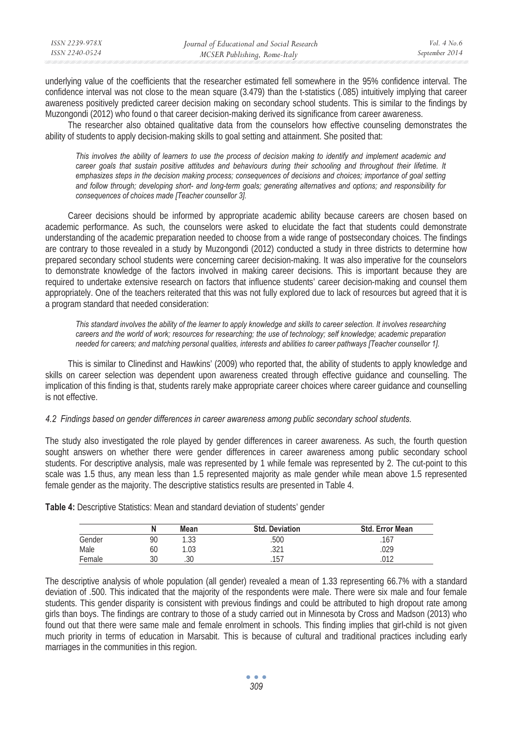underlying value of the coefficients that the researcher estimated fell somewhere in the 95% confidence interval. The confidence interval was not close to the mean square (3.479) than the t-statistics (.085) intuitively implying that career awareness positively predicted career decision making on secondary school students. This is similar to the findings by Muzongondi (2012) who found o that career decision-making derived its significance from career awareness.

The researcher also obtained qualitative data from the counselors how effective counseling demonstrates the ability of students to apply decision-making skills to goal setting and attainment. She posited that:

*This involves the ability of learners to use the process of decision making to identify and implement academic and career goals that sustain positive attitudes and behaviours during their schooling and throughout their lifetime. It emphasizes steps in the decision making process; consequences of decisions and choices; importance of goal setting and follow through; developing short- and long-term goals; generating alternatives and options; and responsibility for consequences of choices made [Teacher counsellor 3].*

Career decisions should be informed by appropriate academic ability because careers are chosen based on academic performance. As such, the counselors were asked to elucidate the fact that students could demonstrate understanding of the academic preparation needed to choose from a wide range of postsecondary choices. The findings are contrary to those revealed in a study by Muzongondi (2012) conducted a study in three districts to determine how prepared secondary school students were concerning career decision-making. It was also imperative for the counselors to demonstrate knowledge of the factors involved in making career decisions. This is important because they are required to undertake extensive research on factors that influence students' career decision-making and counsel them appropriately. One of the teachers reiterated that this was not fully explored due to lack of resources but agreed that it is a program standard that needed consideration:

*This standard involves the ability of the learner to apply knowledge and skills to career selection. It involves researching careers and the world of work; resources for researching; the use of technology; self knowledge; academic preparation needed for careers; and matching personal qualities, interests and abilities to career pathways [Teacher counsellor 1].*

This is similar to Clinedinst and Hawkins' (2009) who reported that, the ability of students to apply knowledge and skills on career selection was dependent upon awareness created through effective guidance and counselling. The implication of this finding is that, students rarely make appropriate career choices where career guidance and counselling is not effective.

### *4.2 Findings based on gender differences in career awareness among public secondary school students.*

The study also investigated the role played by gender differences in career awareness. As such, the fourth question sought answers on whether there were gender differences in career awareness among public secondary school students. For descriptive analysis, male was represented by 1 while female was represented by 2. The cut-point to this scale was 1.5 thus, any mean less than 1.5 represented majority as male gender while mean above 1.5 represented female gender as the majority. The descriptive statistics results are presented in Table 4.

**Table 4:** Descriptive Statistics: Mean and standard deviation of students' gender

| | N | Mean | Std. Deviation | Std. Error Mean |
|---|---|---|---|---|
| Gender | 90 | 1.33 | .500 | .167 |
| Male | 60 | 1.03 | .321 | .029 |
| Female | 30 | .30 | .157 | .012 |

The descriptive analysis of whole population (all gender) revealed a mean of 1.33 representing 66.7% with a standard deviation of .500. This indicated that the majority of the respondents were male. There were six male and four female students. This gender disparity is consistent with previous findings and could be attributed to high dropout rate among girls than boys. The findings are contrary to those of a study carried out in Minnesota by Cross and Madson (2013) who found out that there were same male and female enrolment in schools. This finding implies that girl-child is not given much priority in terms of education in Marsabit. This is because of cultural and traditional practices including early marriages in the communities in this region.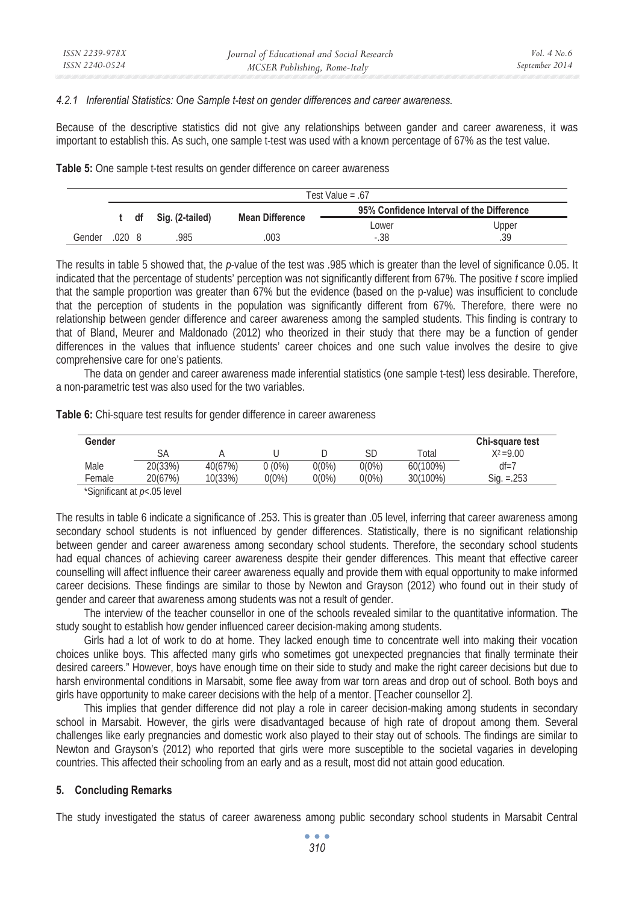#### *4.2.1 Inferential Statistics: One Sample t-test on gender differences and career awareness.*

Because of the descriptive statistics did not give any relationships between gander and career awareness, it was important to establish this. As such, one sample t-test was used with a known percentage of 67% as the test value.

**Table 5:** One sample t-test results on gender difference on career awareness

| | Test Value = .67 | | | | | |
|---|---|---|---|---|---|---|
| | t | df | Sig. (2-tailed) | Mean Difference | 95% Confidence Interval of the Difference | |
| | | | | | Lower | Upper |
| Gender | .020 | 8 | .985 | .003 | -.38 | .39 |

The results in table 5 showed that, the *p*-value of the test was .985 which is greater than the level of significance 0.05. It indicated that the percentage of students' perception was not significantly different from 67%. The positive *t* score implied that the sample proportion was greater than 67% but the evidence (based on the p-value) was insufficient to conclude that the perception of students in the population was significantly different from 67%. Therefore, there were no relationship between gender difference and career awareness among the sampled students. This finding is contrary to that of Bland, Meurer and Maldonado (2012) who theorized in their study that there may be a function of gender differences in the values that influence students' career choices and one such value involves the desire to give comprehensive care for one's patients.

The data on gender and career awareness made inferential statistics (one sample t-test) less desirable. Therefore, a non-parametric test was also used for the two variables.

**Table 6:** Chi-square test results for gender difference in career awareness

| Gender | | | | | | | Chi-square test |
|---|---|---|---|---|---|---|---|
| | SA | A | U | D | SD | Total | $X^2$=9.00 |
| Male | 20(33%) | 40(67%) | 0 (0%) | 0(0%) | 0(0%) | 60(100%) | df=7 |
| Female | 20(67%) | 10(33%) | 0(0%) | 0(0%) | 0(0%) | 30(100%) | Sig. =.253 |

*Significant at $p$<.05 level

The results in table 6 indicate a significance of .253. This is greater than .05 level, inferring that career awareness among secondary school students is not influenced by gender differences. Statistically, there is no significant relationship between gender and career awareness among secondary school students. Therefore, the secondary school students had equal chances of achieving career awareness despite their gender differences. This meant that effective career counselling will affect influence their career awareness equally and provide them with equal opportunity to make informed career decisions. These findings are similar to those by Newton and Grayson (2012) who found out in their study of gender and career that awareness among students was not a result of gender.

The interview of the teacher counsellor in one of the schools revealed similar to the quantitative information. The study sought to establish how gender influenced career decision-making among students.

Girls had a lot of work to do at home. They lacked enough time to concentrate well into making their vocation choices unlike boys. This affected many girls who sometimes got unexpected pregnancies that finally terminate their desired careers." However, boys have enough time on their side to study and make the right career decisions but due to harsh environmental conditions in Marsabit, some flee away from war torn areas and drop out of school. Both boys and girls have opportunity to make career decisions with the help of a mentor. [Teacher counsellor 2].

This implies that gender difference did not play a role in career decision-making among students in secondary school in Marsabit. However, the girls were disadvantaged because of high rate of dropout among them. Several challenges like early pregnancies and domestic work also played to their stay out of schools. The findings are similar to Newton and Grayson's (2012) who reported that girls were more susceptible to the societal vagaries in developing countries. This affected their schooling from an early and as a result, most did not attain good education.

## 5. Concluding Remarks

The study investigated the status of career awareness among public secondary school students in Marsabit Central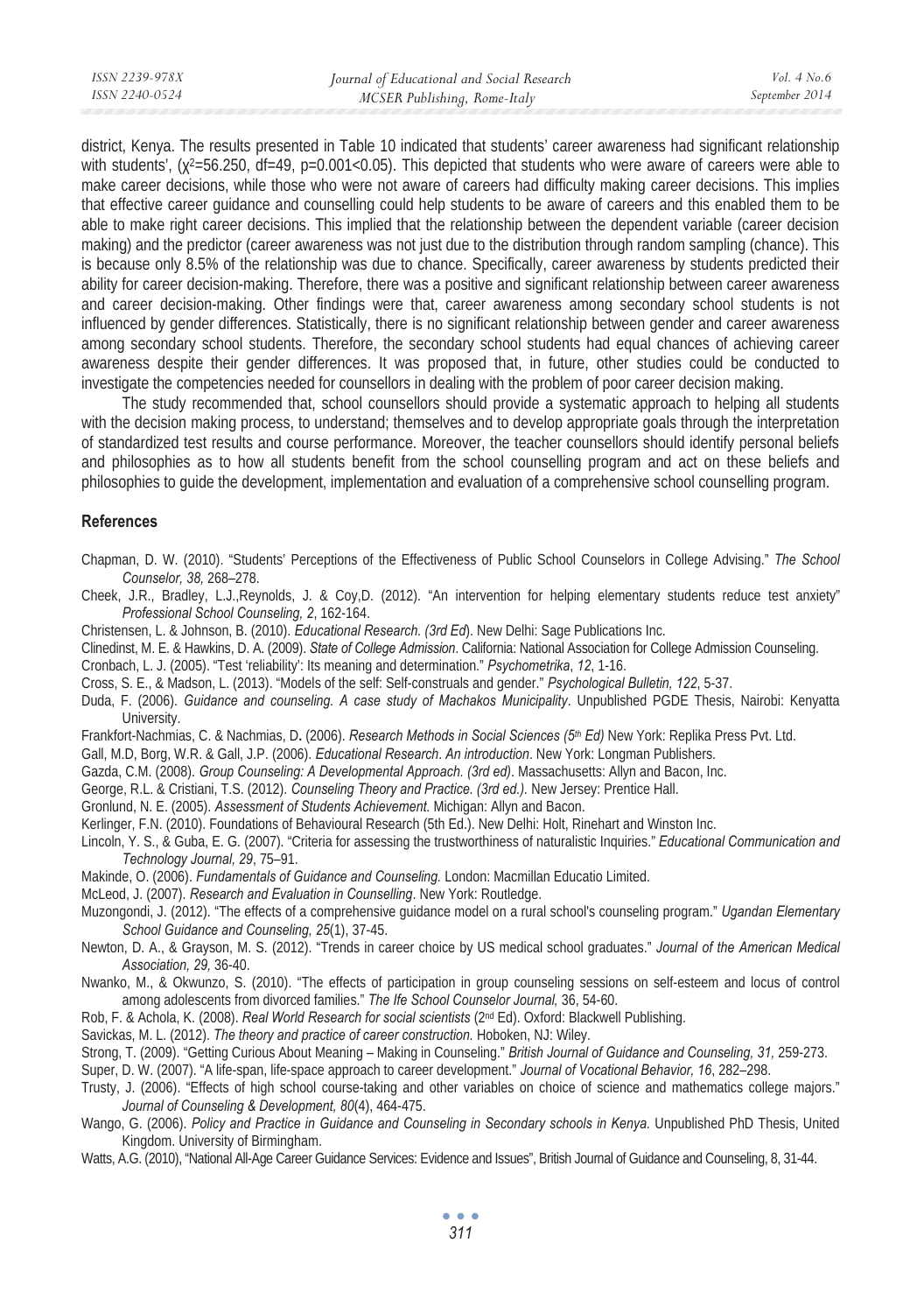district, Kenya. The results presented in Table 10 indicated that students' career awareness had significant relationship with students', ($\chi^2$=56.250, df=49, p=0.001<0.05). This depicted that students who were aware of careers were able to make career decisions, while those who were not aware of careers had difficulty making career decisions. This implies that effective career guidance and counselling could help students to be aware of careers and this enabled them to be able to make right career decisions. This implied that the relationship between the dependent variable (career decision making) and the predictor (career awareness was not just due to the distribution through random sampling (chance). This is because only 8.5% of the relationship was due to chance. Specifically, career awareness by students predicted their ability for career decision-making. Therefore, there was a positive and significant relationship between career awareness and career decision-making. Other findings were that, career awareness among secondary school students is not influenced by gender differences. Statistically, there is no significant relationship between gender and career awareness among secondary school students. Therefore, the secondary school students had equal chances of achieving career awareness despite their gender differences. It was proposed that, in future, other studies could be conducted to investigate the competencies needed for counsellors in dealing with the problem of poor career decision making.

The study recommended that, school counsellors should provide a systematic approach to helping all students with the decision making process, to understand; themselves and to develop appropriate goals through the interpretation of standardized test results and course performance. Moreover, the teacher counsellors should identify personal beliefs and philosophies as to how all students benefit from the school counselling program and act on these beliefs and philosophies to guide the development, implementation and evaluation of a comprehensive school counselling program.

## References

Chapman, D. W. (2010). "Students' Perceptions of the Effectiveness of Public School Counselors in College Advising." *The School Counselor, 38,* 268–278.

Cheek, J.R., Bradley, L.J.,Reynolds, J. & Coy,D. (2012). "An intervention for helping elementary students reduce test anxiety" *Professional School Counseling, 2*, 162-164.

Christensen, L. & Johnson, B. (2010). *Educational Research. (3rd Ed*). New Delhi: Sage Publications Inc.

Clinedinst, M. E. & Hawkins, D. A. (2009). *State of College Admission*. California: National Association for College Admission Counseling.

Cronbach, L. J. (2005). "Test 'reliability': Its meaning and determination." *Psychometrika*, *12*, 1-16.

Cross, S. E., & Madson, L. (2013). "Models of the self: Self-construals and gender." *Psychological Bulletin, 122*, 5-37.

Duda, F. (2006). *Guidance and counseling. A case study of Machakos Municipality*. Unpublished PGDE Thesis, Nairobi: Kenyatta University.

Frankfort-Nachmias, C. & Nachmias, D. (2006). *Research Methods in Social Sciences (5th Ed)* New York: Replika Press Pvt. Ltd.

Gall, M.D, Borg, W.R. & Gall, J.P. (2006). *Educational Research*. *An introduction*. New York: Longman Publishers.

Gazda, C.M. (2008). *Group Counseling: A Developmental Approach. (3rd ed)*. Massachusetts: Allyn and Bacon, Inc.

George, R.L. & Cristiani, T.S. (2012). *Counseling Theory and Practice. (3rd ed.)*. New Jersey: Prentice Hall.

Gronlund, N. E. (2005). *Assessment of Students Achievement.* Michigan: Allyn and Bacon.

Kerlinger, F.N. (2010). Foundations of Behavioural Research (5th Ed.). New Delhi: Holt, Rinehart and Winston Inc.

Lincoln, Y. S., & Guba, E. G. (2007). "Criteria for assessing the trustworthiness of naturalistic Inquiries." *Educational Communication and Technology Journal, 29*, 75–91.

Makinde, O. (2006). *Fundamentals of Guidance and Counseling.* London: Macmillan Educatio Limited.

McLeod, J. (2007). *Research and Evaluation in Counselling*. New York: Routledge.

Muzongondi, J. (2012). "The effects of a comprehensive guidance model on a rural school's counseling program." *Ugandan Elementary School Guidance and Counseling, 25*(1), 37-45.

Newton, D. A., & Grayson, M. S. (2012). "Trends in career choice by US medical school graduates." *Journal of the American Medical Association, 29,* 36-40.

Nwanko, M., & Okwunzo, S. (2010). "The effects of participation in group counseling sessions on self-esteem and locus of control among adolescents from divorced families." *The Ife School Counselor Journal,* 36, 54-60.

Rob, F. & Achola, K. (2008). *Real World Research for social scientists* (2nd Ed). Oxford: Blackwell Publishing.

Savickas, M. L. (2012). *The theory and practice of career construction.* Hoboken, NJ: Wiley.

Strong, T. (2009). "Getting Curious About Meaning – Making in Counseling." *British Journal of Guidance and Counseling, 31,* 259-273.

Super, D. W. (2007). "A life-span, life-space approach to career development." *Journal of Vocational Behavior, 16*, 282–298.

Trusty, J. (2006). "Effects of high school course-taking and other variables on choice of science and mathematics college majors." *Journal of Counseling & Development, 80*(4), 464-475.

Wango, G. (2006). *Policy and Practice in Guidance and Counseling in Secondary schools in Kenya.* Unpublished PhD Thesis, United Kingdom. University of Birmingham.

Watts, A.G. (2010), "National All-Age Career Guidance Services: Evidence and Issues", British Journal of Guidance and Counseling, 8, 31-44.